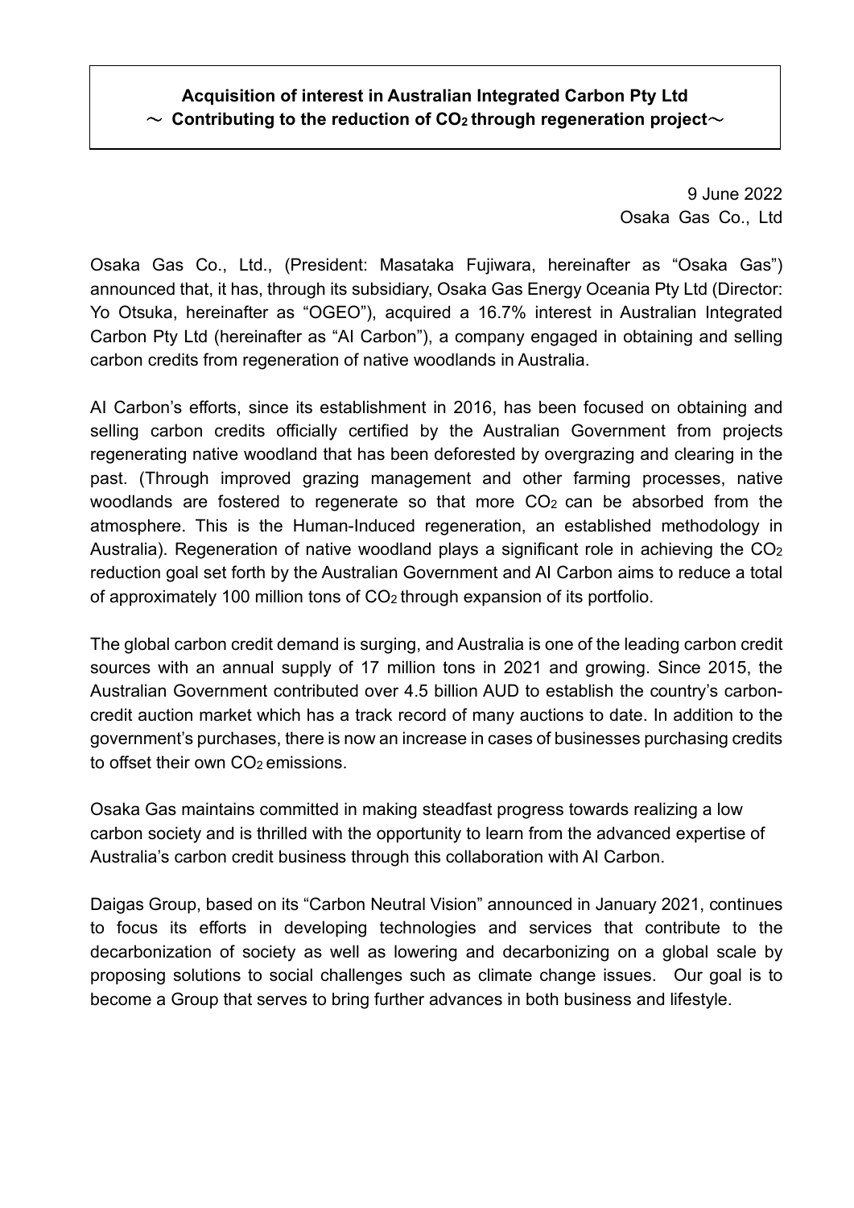**Acquisition of interest in Australian Integrated Carbon Pty Ltd**
**～ Contributing to the reduction of $CO_2$ through regeneration project～**

9 June 2022
Osaka Gas Co., Ltd

Osaka Gas Co., Ltd., (President: Masataka Fujiwara, hereinafter as “Osaka Gas”) announced that, it has, through its subsidiary, Osaka Gas Energy Oceania Pty Ltd (Director: Yo Otsuka, hereinafter as “OGEO”), acquired a 16.7% interest in Australian Integrated Carbon Pty Ltd (hereinafter as “AI Carbon”), a company engaged in obtaining and selling carbon credits from regeneration of native woodlands in Australia.

AI Carbon’s efforts, since its establishment in 2016, has been focused on obtaining and selling carbon credits officially certified by the Australian Government from projects regenerating native woodland that has been deforested by overgrazing and clearing in the past. (Through improved grazing management and other farming processes, native woodlands are fostered to regenerate so that more $CO_2$ can be absorbed from the atmosphere. This is the Human-Induced regeneration, an established methodology in Australia). Regeneration of native woodland plays a significant role in achieving the $CO_2$ reduction goal set forth by the Australian Government and AI Carbon aims to reduce a total of approximately 100 million tons of $CO_2$ through expansion of its portfolio.

The global carbon credit demand is surging, and Australia is one of the leading carbon credit sources with an annual supply of 17 million tons in 2021 and growing. Since 2015, the Australian Government contributed over 4.5 billion AUD to establish the country’s carbon-credit auction market which has a track record of many auctions to date. In addition to the government’s purchases, there is now an increase in cases of businesses purchasing credits to offset their own $CO_2$ emissions.

Osaka Gas maintains committed in making steadfast progress towards realizing a low carbon society and is thrilled with the opportunity to learn from the advanced expertise of Australia’s carbon credit business through this collaboration with AI Carbon.

Daigas Group, based on its “Carbon Neutral Vision” announced in January 2021, continues to focus its efforts in developing technologies and services that contribute to the decarbonization of society as well as lowering and decarbonizing on a global scale by proposing solutions to social challenges such as climate change issues. Our goal is to become a Group that serves to bring further advances in both business and lifestyle.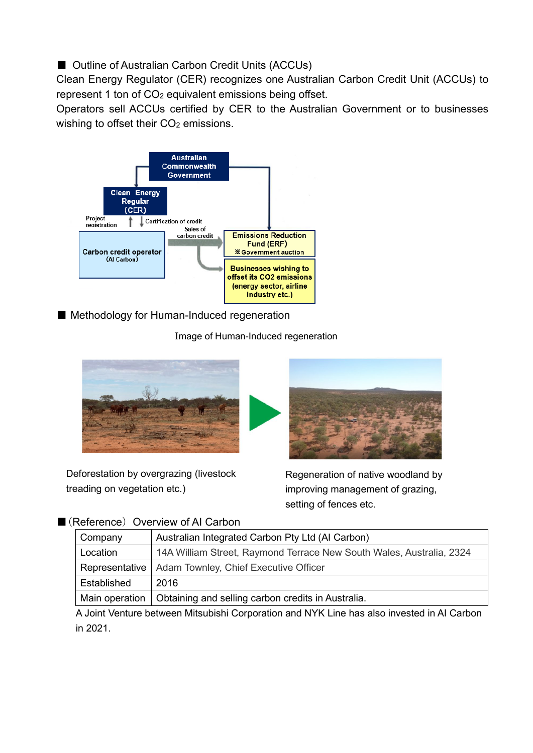## ■ Outline of Australian Carbon Credit Units (ACCUs)

Clean Energy Regulator (CER) recognizes one Australian Carbon Credit Unit (ACCUs) to represent 1 ton of $CO_2$ equivalent emissions being offset.

Operators sell ACCUs certified by CER to the Australian Government or to businesses wishing to offset their $CO_2$ emissions.

Australian Commonwealth Government

Clean Energy Regular (CER)

Project registration

Certification of credit

Sales of carbon credit

Carbon credit operator (AI Carbon)

Emissions Reduction Fund (ERF)
※Government auction

Businesses wishing to offset its CO2 emissions (energy sector, airline industry etc.)

## ■ Methodology for Human-Induced regeneration

Image of Human-Induced regeneration

Deforestation by overgrazing (livestock treading on vegetation etc.)

Regeneration of native woodland by improving management of grazing, setting of fences etc.

## ■（Reference）Overview of AI Carbon

| | |
|---|---|
| Company | Australian Integrated Carbon Pty Ltd (AI Carbon) |
| Location | 14A William Street, Raymond Terrace New South Wales, Australia, 2324 |
| Representative | Adam Townley, Chief Executive Officer |
| Established | 2016 |
| Main operation | Obtaining and selling carbon credits in Australia. |

A Joint Venture between Mitsubishi Corporation and NYK Line has also invested in AI Carbon in 2021.